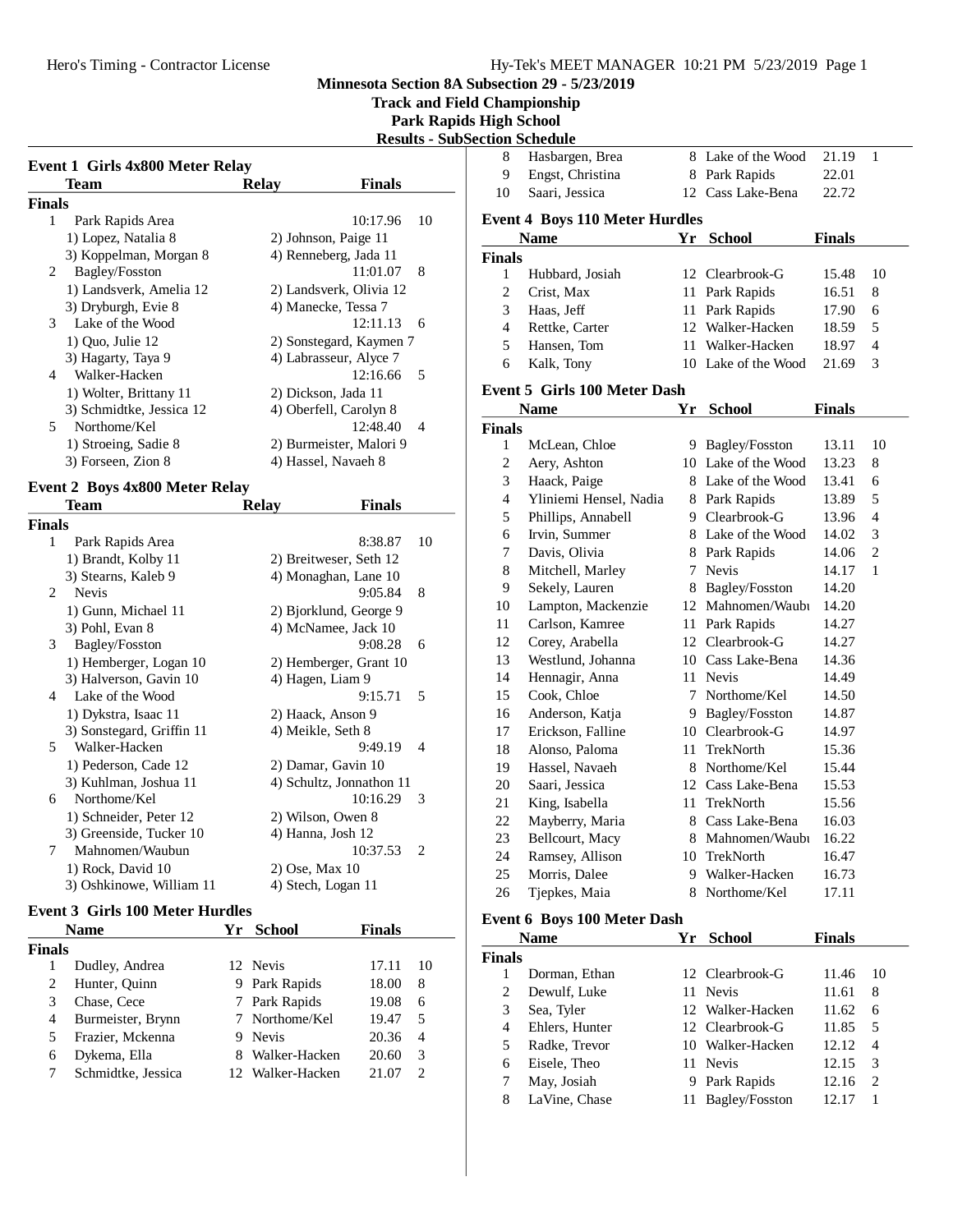**Minnesota Section 8A Subsection 29 - 5/23/2019**
**Track and Field Championship**
**Park Rapids High School**
**Results - SubSection Schedule**

### Event 1 Girls 4x800 Meter Relay

| | Team | Relay | Finals | |
|---|---|---|---|---|
| **Finals** | | | | |
| 1 | Park Rapids Area | | 10:17.96 | 10 |
| | 1) Lopez, Natalia 8 | 2) Johnson, Paige 11 | | |
| | 3) Koppelman, Morgan 8 | 4) Renneberg, Jada 11 | | |
| 2 | Bagley/Fosston | | 11:01.07 | 8 |
| | 1) Landsverk, Amelia 12 | 2) Landsverk, Olivia 12 | | |
| | 3) Dryburgh, Evie 8 | 4) Manecke, Tessa 7 | | |
| 3 | Lake of the Wood | | 12:11.13 | 6 |
| | 1) Quo, Julie 12 | 2) Sonstegard, Kaymen 7 | | |
| | 3) Hagarty, Taya 9 | 4) Labrasseur, Alyce 7 | | |
| 4 | Walker-Hacken | | 12:16.66 | 5 |
| | 1) Wolter, Brittany 11 | 2) Dickson, Jada 11 | | |
| | 3) Schmidtke, Jessica 12 | 4) Oberfell, Carolyn 8 | | |
| 5 | Northome/Kel | | 12:48.40 | 4 |
| | 1) Stroeing, Sadie 8 | 2) Burmeister, Malori 9 | | |
| | 3) Forseen, Zion 8 | 4) Hassel, Navaeh 8 | | |

### Event 2 Boys 4x800 Meter Relay

| | Team | Relay | Finals | |
|---|---|---|---|---|
| **Finals** | | | | |
| 1 | Park Rapids Area | | 8:38.87 | 10 |
| | 1) Brandt, Kolby 11 | 2) Breitweser, Seth 12 | | |
| | 3) Stearns, Kaleb 9 | 4) Monaghan, Lane 10 | | |
| 2 | Nevis | | 9:05.84 | 8 |
| | 1) Gunn, Michael 11 | 2) Bjorklund, George 9 | | |
| | 3) Pohl, Evan 8 | 4) McNamee, Jack 10 | | |
| 3 | Bagley/Fosston | | 9:08.28 | 6 |
| | 1) Hemberger, Logan 10 | 2) Hemberger, Grant 10 | | |
| | 3) Halverson, Gavin 10 | 4) Hagen, Liam 9 | | |
| 4 | Lake of the Wood | | 9:15.71 | 5 |
| | 1) Dykstra, Isaac 11 | 2) Haack, Anson 9 | | |
| | 3) Sonstegard, Griffin 11 | 4) Meikle, Seth 8 | | |
| 5 | Walker-Hacken | | 9:49.19 | 4 |
| | 1) Pederson, Cade 12 | 2) Damar, Gavin 10 | | |
| | 3) Kuhlman, Joshua 11 | 4) Schultz, Jonnathon 11 | | |
| 6 | Northome/Kel | | 10:16.29 | 3 |
| | 1) Schneider, Peter 12 | 2) Wilson, Owen 8 | | |
| | 3) Greenside, Tucker 10 | 4) Hanna, Josh 12 | | |
| 7 | Mahnomen/Waubun | | 10:37.53 | 2 |
| | 1) Rock, David 10 | 2) Ose, Max 10 | | |
| | 3) Oshkinowe, William 11 | 4) Stech, Logan 11 | | |

### Event 3 Girls 100 Meter Hurdles

| | Name | Yr | School | Finals | |
|---|---|---|---|---|---|
| **Finals** | | | | | |
| 1 | Dudley, Andrea | 12 | Nevis | 17.11 | 10 |
| 2 | Hunter, Quinn | 9 | Park Rapids | 18.00 | 8 |
| 3 | Chase, Cece | 7 | Park Rapids | 19.08 | 6 |
| 4 | Burmeister, Brynn | 7 | Northome/Kel | 19.47 | 5 |
| 5 | Frazier, Mckenna | 9 | Nevis | 20.36 | 4 |
| 6 | Dykema, Ella | 8 | Walker-Hacken | 20.60 | 3 |
| 7 | Schmidtke, Jessica | 12 | Walker-Hacken | 21.07 | 2 |
| 8 | Hasbargen, Brea | 8 | Lake of the Wood | 21.19 | 1 |
| 9 | Engst, Christina | 8 | Park Rapids | 22.01 | |
| 10 | Saari, Jessica | 12 | Cass Lake-Bena | 22.72 | |

### Event 4 Boys 110 Meter Hurdles

| | Name | Yr | School | Finals | |
|---|---|---|---|---|---|
| **Finals** | | | | | |
| 1 | Hubbard, Josiah | 12 | Clearbrook-G | 15.48 | 10 |
| 2 | Crist, Max | 11 | Park Rapids | 16.51 | 8 |
| 3 | Haas, Jeff | 11 | Park Rapids | 17.90 | 6 |
| 4 | Rettke, Carter | 12 | Walker-Hacken | 18.59 | 5 |
| 5 | Hansen, Tom | 11 | Walker-Hacken | 18.97 | 4 |
| 6 | Kalk, Tony | 10 | Lake of the Wood | 21.69 | 3 |

### Event 5 Girls 100 Meter Dash

| | Name | Yr | School | Finals | |
|---|---|---|---|---|---|
| **Finals** | | | | | |
| 1 | McLean, Chloe | 9 | Bagley/Fosston | 13.11 | 10 |
| 2 | Aery, Ashton | 10 | Lake of the Wood | 13.23 | 8 |
| 3 | Haack, Paige | 8 | Lake of the Wood | 13.41 | 6 |
| 4 | Yliniemi Hensel, Nadia | 8 | Park Rapids | 13.89 | 5 |
| 5 | Phillips, Annabell | 9 | Clearbrook-G | 13.96 | 4 |
| 6 | Irvin, Summer | 8 | Lake of the Wood | 14.02 | 3 |
| 7 | Davis, Olivia | 8 | Park Rapids | 14.06 | 2 |
| 8 | Mitchell, Marley | 7 | Nevis | 14.17 | 1 |
| 9 | Sekely, Lauren | 8 | Bagley/Fosston | 14.20 | |
| 10 | Lampton, Mackenzie | 12 | Mahnomen/Waubı | 14.20 | |
| 11 | Carlson, Kamree | 11 | Park Rapids | 14.27 | |
| 12 | Corey, Arabella | 12 | Clearbrook-G | 14.27 | |
| 13 | Westlund, Johanna | 10 | Cass Lake-Bena | 14.36 | |
| 14 | Hennagir, Anna | 11 | Nevis | 14.49 | |
| 15 | Cook, Chloe | 7 | Northome/Kel | 14.50 | |
| 16 | Anderson, Katja | 9 | Bagley/Fosston | 14.87 | |
| 17 | Erickson, Falline | 10 | Clearbrook-G | 14.97 | |
| 18 | Alonso, Paloma | 11 | TrekNorth | 15.36 | |
| 19 | Hassel, Navaeh | 8 | Northome/Kel | 15.44 | |
| 20 | Saari, Jessica | 12 | Cass Lake-Bena | 15.53 | |
| 21 | King, Isabella | 11 | TrekNorth | 15.56 | |
| 22 | Mayberry, Maria | 8 | Cass Lake-Bena | 16.03 | |
| 23 | Bellcourt, Macy | 8 | Mahnomen/Waubı | 16.22 | |
| 24 | Ramsey, Allison | 10 | TrekNorth | 16.47 | |
| 25 | Morris, Dalee | 9 | Walker-Hacken | 16.73 | |
| 26 | Tjepkes, Maia | 8 | Northome/Kel | 17.11 | |

### Event 6 Boys 100 Meter Dash

| | Name | Yr | School | Finals | |
|---|---|---|---|---|---|
| **Finals** | | | | | |
| 1 | Dorman, Ethan | 12 | Clearbrook-G | 11.46 | 10 |
| 2 | Dewulf, Luke | 11 | Nevis | 11.61 | 8 |
| 3 | Sea, Tyler | 12 | Walker-Hacken | 11.62 | 6 |
| 4 | Ehlers, Hunter | 12 | Clearbrook-G | 11.85 | 5 |
| 5 | Radke, Trevor | 10 | Walker-Hacken | 12.12 | 4 |
| 6 | Eisele, Theo | 11 | Nevis | 12.15 | 3 |
| 7 | May, Josiah | 9 | Park Rapids | 12.16 | 2 |
| 8 | LaVine, Chase | 11 | Bagley/Fosston | 12.17 | 1 |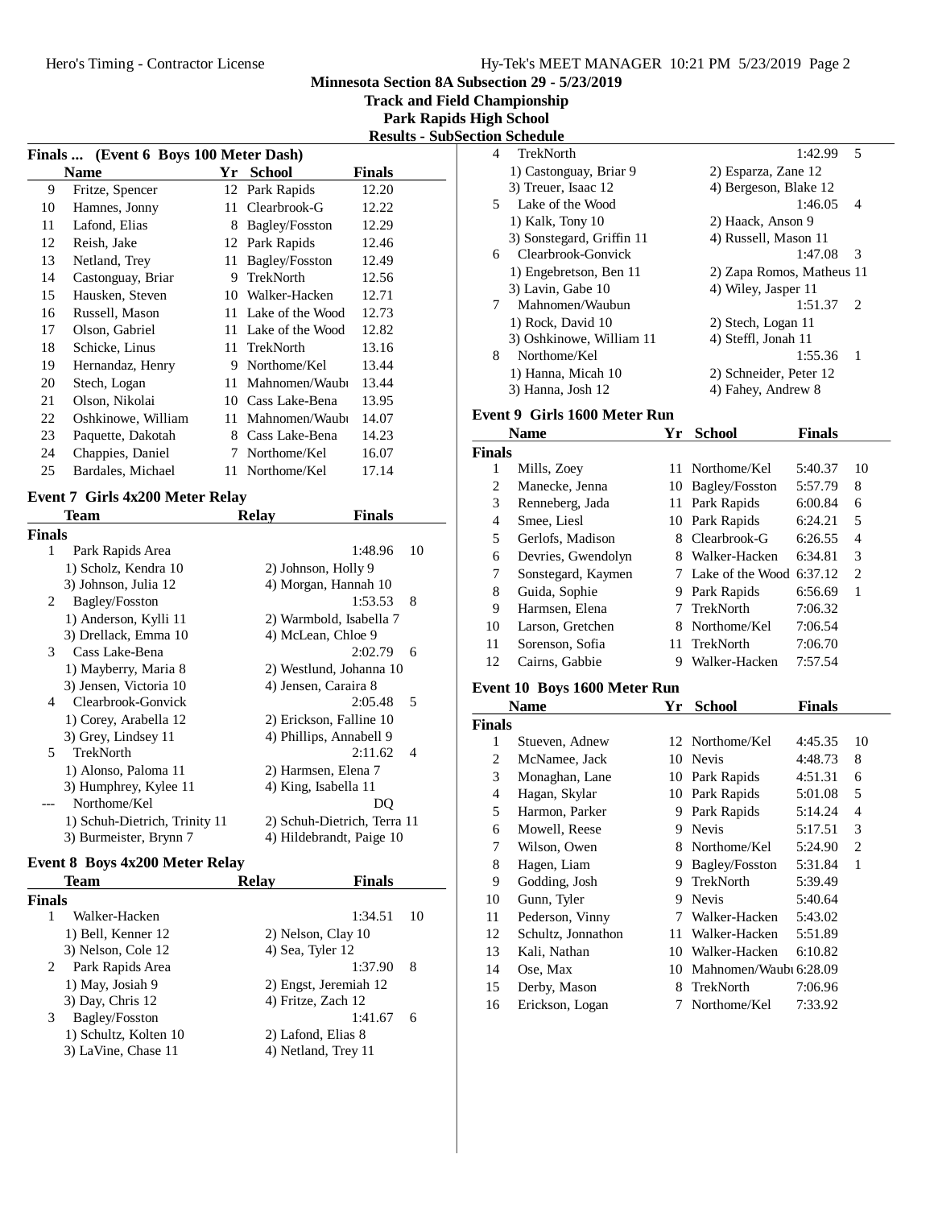Minnesota Section 8A Subsection 29 - 5/23/2019

Track and Field Championship

Park Rapids High School

Results - SubSection Schedule

### Finals ... (Event 6 Boys 100 Meter Dash)

| | Name | Yr | School | Finals |
|---|---|---|---|---|
| 9 | Fritze, Spencer | 12 | Park Rapids | 12.20 |
| 10 | Hamnes, Jonny | 11 | Clearbrook-G | 12.22 |
| 11 | Lafond, Elias | 8 | Bagley/Fosston | 12.29 |
| 12 | Reish, Jake | 12 | Park Rapids | 12.46 |
| 13 | Netland, Trey | 11 | Bagley/Fosston | 12.49 |
| 14 | Castonguay, Briar | 9 | TrekNorth | 12.56 |
| 15 | Hausken, Steven | 10 | Walker-Hacken | 12.71 |
| 16 | Russell, Mason | 11 | Lake of the Wood | 12.73 |
| 17 | Olson, Gabriel | 11 | Lake of the Wood | 12.82 |
| 18 | Schicke, Linus | 11 | TrekNorth | 13.16 |
| 19 | Hernandaz, Henry | 9 | Northome/Kel | 13.44 |
| 20 | Stech, Logan | 11 | Mahnomen/Waubu | 13.44 |
| 21 | Olson, Nikolai | 10 | Cass Lake-Bena | 13.95 |
| 22 | Oshkinowe, William | 11 | Mahnomen/Waubu | 14.07 |
| 23 | Paquette, Dakotah | 8 | Cass Lake-Bena | 14.23 |
| 24 | Chappies, Daniel | 7 | Northome/Kel | 16.07 |
| 25 | Bardales, Michael | 11 | Northome/Kel | 17.14 |

### Event 7 Girls 4x200 Meter Relay

| | Team | Relay | Finals | |
|---|---|---|---|---|
| **Finals** | | | | |
| 1 | Park Rapids Area | | 1:48.96 | 10 |
| | 1) Scholz, Kendra 10 | 2) Johnson, Holly 9 | | |
| | 3) Johnson, Julia 12 | 4) Morgan, Hannah 10 | | |
| 2 | Bagley/Fosston | | 1:53.53 | 8 |
| | 1) Anderson, Kylli 11 | 2) Warmbold, Isabella 7 | | |
| | 3) Drellack, Emma 10 | 4) McLean, Chloe 9 | | |
| 3 | Cass Lake-Bena | | 2:02.79 | 6 |
| | 1) Mayberry, Maria 8 | 2) Westlund, Johanna 10 | | |
| | 3) Jensen, Victoria 10 | 4) Jensen, Caraira 8 | | |
| 4 | Clearbrook-Gonvick | | 2:05.48 | 5 |
| | 1) Corey, Arabella 12 | 2) Erickson, Falline 10 | | |
| | 3) Grey, Lindsey 11 | 4) Phillips, Annabell 9 | | |
| 5 | TrekNorth | | 2:11.62 | 4 |
| | 1) Alonso, Paloma 11 | 2) Harmsen, Elena 7 | | |
| | 3) Humphrey, Kylee 11 | 4) King, Isabella 11 | | |
| --- | Northome/Kel | | DQ | |
| | 1) Schuh-Dietrich, Trinity 11 | 2) Schuh-Dietrich, Terra 11 | | |
| | 3) Burmeister, Brynn 7 | 4) Hildebrandt, Paige 10 | | |

### Event 8 Boys 4x200 Meter Relay

| | Team | Relay | Finals | |
|---|---|---|---|---|
| **Finals** | | | | |
| 1 | Walker-Hacken | | 1:34.51 | 10 |
| | 1) Bell, Kenner 12 | 2) Nelson, Clay 10 | | |
| | 3) Nelson, Cole 12 | 4) Sea, Tyler 12 | | |
| 2 | Park Rapids Area | | 1:37.90 | 8 |
| | 1) May, Josiah 9 | 2) Engst, Jeremiah 12 | | |
| | 3) Day, Chris 12 | 4) Fritze, Zach 12 | | |
| 3 | Bagley/Fosston | | 1:41.67 | 6 |
| | 1) Schultz, Kolten 10 | 2) Lafond, Elias 8 | | |
| | 3) LaVine, Chase 11 | 4) Netland, Trey 11 | | |
| 4 | TrekNorth | | 1:42.99 | 5 |
| | 1) Castonguay, Briar 9 | 2) Esparza, Zane 12 | | |
| | 3) Treuer, Isaac 12 | 4) Bergeson, Blake 12 | | |
| 5 | Lake of the Wood | | 1:46.05 | 4 |
| | 1) Kalk, Tony 10 | 2) Haack, Anson 9 | | |
| | 3) Sonstegard, Griffin 11 | 4) Russell, Mason 11 | | |
| 6 | Clearbrook-Gonvick | | 1:47.08 | 3 |
| | 1) Engebretson, Ben 11 | 2) Zapa Romos, Matheus 11 | | |
| | 3) Lavin, Gabe 10 | 4) Wiley, Jasper 11 | | |
| 7 | Mahnomen/Waubun | | 1:51.37 | 2 |
| | 1) Rock, David 10 | 2) Stech, Logan 11 | | |
| | 3) Oshkinowe, William 11 | 4) Steffl, Jonah 11 | | |
| 8 | Northome/Kel | | 1:55.36 | 1 |
| | 1) Hanna, Micah 10 | 2) Schneider, Peter 12 | | |
| | 3) Hanna, Josh 12 | 4) Fahey, Andrew 8 | | |

### Event 9 Girls 1600 Meter Run

| | Name | Yr | School | Finals | |
|---|---|---|---|---|---|
| **Finals** | | | | | |
| 1 | Mills, Zoey | 11 | Northome/Kel | 5:40.37 | 10 |
| 2 | Manecke, Jenna | 10 | Bagley/Fosston | 5:57.79 | 8 |
| 3 | Renneberg, Jada | 11 | Park Rapids | 6:00.84 | 6 |
| 4 | Smee, Liesl | 10 | Park Rapids | 6:24.21 | 5 |
| 5 | Gerlofs, Madison | 8 | Clearbrook-G | 6:26.55 | 4 |
| 6 | Devries, Gwendolyn | 8 | Walker-Hacken | 6:34.81 | 3 |
| 7 | Sonstegard, Kaymen | 7 | Lake of the Wood | 6:37.12 | 2 |
| 8 | Guida, Sophie | 9 | Park Rapids | 6:56.69 | 1 |
| 9 | Harmsen, Elena | 7 | TrekNorth | 7:06.32 | |
| 10 | Larson, Gretchen | 8 | Northome/Kel | 7:06.54 | |
| 11 | Sorenson, Sofia | 11 | TrekNorth | 7:06.70 | |
| 12 | Cairns, Gabbie | 9 | Walker-Hacken | 7:57.54 | |

### Event 10 Boys 1600 Meter Run

| | Name | Yr | School | Finals | |
|---|---|---|---|---|---|
| **Finals** | | | | | |
| 1 | Stueven, Adnew | 12 | Northome/Kel | 4:45.35 | 10 |
| 2 | McNamee, Jack | 10 | Nevis | 4:48.73 | 8 |
| 3 | Monaghan, Lane | 10 | Park Rapids | 4:51.31 | 6 |
| 4 | Hagan, Skylar | 10 | Park Rapids | 5:01.08 | 5 |
| 5 | Harmon, Parker | 9 | Park Rapids | 5:14.24 | 4 |
| 6 | Mowell, Reese | 9 | Nevis | 5:17.51 | 3 |
| 7 | Wilson, Owen | 8 | Northome/Kel | 5:24.90 | 2 |
| 8 | Hagen, Liam | 9 | Bagley/Fosston | 5:31.84 | 1 |
| 9 | Godding, Josh | 9 | TrekNorth | 5:39.49 | |
| 10 | Gunn, Tyler | 9 | Nevis | 5:40.64 | |
| 11 | Pederson, Vinny | 7 | Walker-Hacken | 5:43.02 | |
| 12 | Schultz, Jonnathon | 11 | Walker-Hacken | 5:51.89 | |
| 13 | Kali, Nathan | 10 | Walker-Hacken | 6:10.82 | |
| 14 | Ose, Max | 10 | Mahnomen/Waubu | 6:28.09 | |
| 15 | Derby, Mason | 8 | TrekNorth | 7:06.96 | |
| 16 | Erickson, Logan | 7 | Northome/Kel | 7:33.92 | |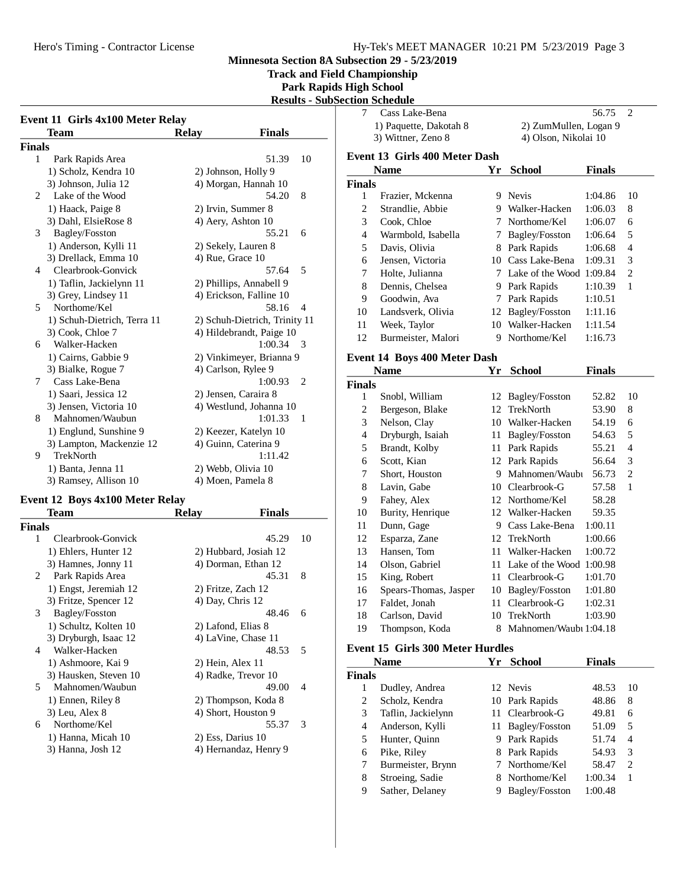Minnesota Section 8A Subsection 29 - 5/23/2019

Track and Field Championship

Park Rapids High School

Results - SubSection Schedule

### Event 11 Girls 4x100 Meter Relay

| | Team | Relay | Finals | |
|---|---|---|---|---|
| **Finals** | | | | |
| 1 | Park Rapids Area | | 51.39 | 10 |
| | 1) Scholz, Kendra 10 | 2) Johnson, Holly 9 | | |
| | 3) Johnson, Julia 12 | 4) Morgan, Hannah 10 | | |
| 2 | Lake of the Wood | | 54.20 | 8 |
| | 1) Haack, Paige 8 | 2) Irvin, Summer 8 | | |
| | 3) Dahl, ElsieRose 8 | 4) Aery, Ashton 10 | | |
| 3 | Bagley/Fosston | | 55.21 | 6 |
| | 1) Anderson, Kylli 11 | 2) Sekely, Lauren 8 | | |
| | 3) Drellack, Emma 10 | 4) Rue, Grace 10 | | |
| 4 | Clearbrook-Gonvick | | 57.64 | 5 |
| | 1) Taflin, Jackielynn 11 | 2) Phillips, Annabell 9 | | |
| | 3) Grey, Lindsey 11 | 4) Erickson, Falline 10 | | |
| 5 | Northome/Kel | | 58.16 | 4 |
| | 1) Schuh-Dietrich, Terra 11 | 2) Schuh-Dietrich, Trinity 11 | | |
| | 3) Cook, Chloe 7 | 4) Hildebrandt, Paige 10 | | |
| 6 | Walker-Hacken | | 1:00.34 | 3 |
| | 1) Cairns, Gabbie 9 | 2) Vinkimeyer, Brianna 9 | | |
| | 3) Bialke, Rogue 7 | 4) Carlson, Rylee 9 | | |
| 7 | Cass Lake-Bena | | 1:00.93 | 2 |
| | 1) Saari, Jessica 12 | 2) Jensen, Caraira 8 | | |
| | 3) Jensen, Victoria 10 | 4) Westlund, Johanna 10 | | |
| 8 | Mahnomen/Waubun | | 1:01.33 | 1 |
| | 1) Englund, Sunshine 9 | 2) Keezer, Katelyn 10 | | |
| | 3) Lampton, Mackenzie 12 | 4) Guinn, Caterina 9 | | |
| 9 | TrekNorth | | 1:11.42 | |
| | 1) Banta, Jenna 11 | 2) Webb, Olivia 10 | | |
| | 3) Ramsey, Allison 10 | 4) Moen, Pamela 8 | | |

### Event 12 Boys 4x100 Meter Relay

| | Team | Relay | Finals | |
|---|---|---|---|---|
| **Finals** | | | | |
| 1 | Clearbrook-Gonvick | | 45.29 | 10 |
| | 1) Ehlers, Hunter 12 | 2) Hubbard, Josiah 12 | | |
| | 3) Hamnes, Jonny 11 | 4) Dorman, Ethan 12 | | |
| 2 | Park Rapids Area | | 45.31 | 8 |
| | 1) Engst, Jeremiah 12 | 2) Fritze, Zach 12 | | |
| | 3) Fritze, Spencer 12 | 4) Day, Chris 12 | | |
| 3 | Bagley/Fosston | | 48.46 | 6 |
| | 1) Schultz, Kolten 10 | 2) Lafond, Elias 8 | | |
| | 3) Dryburgh, Isaac 12 | 4) LaVine, Chase 11 | | |
| 4 | Walker-Hacken | | 48.53 | 5 |
| | 1) Ashmoore, Kai 9 | 2) Hein, Alex 11 | | |
| | 3) Hausken, Steven 10 | 4) Radke, Trevor 10 | | |
| 5 | Mahnomen/Waubun | | 49.00 | 4 |
| | 1) Ennen, Riley 8 | 2) Thompson, Koda 8 | | |
| | 3) Leu, Alex 8 | 4) Short, Houston 9 | | |
| 6 | Northome/Kel | | 55.37 | 3 |
| | 1) Hanna, Micah 10 | 2) Ess, Darius 10 | | |
| | 3) Hanna, Josh 12 | 4) Hernandaz, Henry 9 | | |
| 7 | Cass Lake-Bena | | 56.75 | 2 |
| | 1) Paquette, Dakotah 8 | 2) ZumMullen, Logan 9 | | |
| | 3) Wittner, Zeno 8 | 4) Olson, Nikolai 10 | | |

### Event 13 Girls 400 Meter Dash

| | Name | Yr | School | Finals | |
|---|---|---|---|---|---|
| **Finals** | | | | | |
| 1 | Frazier, Mckenna | 9 | Nevis | 1:04.86 | 10 |
| 2 | Strandlie, Abbie | 9 | Walker-Hacken | 1:06.03 | 8 |
| 3 | Cook, Chloe | 7 | Northome/Kel | 1:06.07 | 6 |
| 4 | Warmbold, Isabella | 7 | Bagley/Fosston | 1:06.64 | 5 |
| 5 | Davis, Olivia | 8 | Park Rapids | 1:06.68 | 4 |
| 6 | Jensen, Victoria | 10 | Cass Lake-Bena | 1:09.31 | 3 |
| 7 | Holte, Julianna | 7 | Lake of the Wood | 1:09.84 | 2 |
| 8 | Dennis, Chelsea | 9 | Park Rapids | 1:10.39 | 1 |
| 9 | Goodwin, Ava | 7 | Park Rapids | 1:10.51 | |
| 10 | Landsverk, Olivia | 12 | Bagley/Fosston | 1:11.16 | |
| 11 | Week, Taylor | 10 | Walker-Hacken | 1:11.54 | |
| 12 | Burmeister, Malori | 9 | Northome/Kel | 1:16.73 | |

### Event 14 Boys 400 Meter Dash

| | Name | Yr | School | Finals | |
|---|---|---|---|---|---|
| **Finals** | | | | | |
| 1 | Snobl, William | 12 | Bagley/Fosston | 52.82 | 10 |
| 2 | Bergeson, Blake | 12 | TrekNorth | 53.90 | 8 |
| 3 | Nelson, Clay | 10 | Walker-Hacken | 54.19 | 6 |
| 4 | Dryburgh, Isaiah | 11 | Bagley/Fosston | 54.63 | 5 |
| 5 | Brandt, Kolby | 11 | Park Rapids | 55.21 | 4 |
| 6 | Scott, Kian | 12 | Park Rapids | 56.64 | 3 |
| 7 | Short, Houston | 9 | Mahnomen/Waubı | 56.73 | 2 |
| 8 | Lavin, Gabe | 10 | Clearbrook-G | 57.58 | 1 |
| 9 | Fahey, Alex | 12 | Northome/Kel | 58.28 | |
| 10 | Burity, Henrique | 12 | Walker-Hacken | 59.35 | |
| 11 | Dunn, Gage | 9 | Cass Lake-Bena | 1:00.11 | |
| 12 | Esparza, Zane | 12 | TrekNorth | 1:00.66 | |
| 13 | Hansen, Tom | 11 | Walker-Hacken | 1:00.72 | |
| 14 | Olson, Gabriel | 11 | Lake of the Wood | 1:00.98 | |
| 15 | King, Robert | 11 | Clearbrook-G | 1:01.70 | |
| 16 | Spears-Thomas, Jasper | 10 | Bagley/Fosston | 1:01.80 | |
| 17 | Faldet, Jonah | 11 | Clearbrook-G | 1:02.31 | |
| 18 | Carlson, David | 10 | TrekNorth | 1:03.90 | |
| 19 | Thompson, Koda | 8 | Mahnomen/Waubı | 1:04.18 | |

### Event 15 Girls 300 Meter Hurdles

| | Name | Yr | School | Finals | |
|---|---|---|---|---|---|
| **Finals** | | | | | |
| 1 | Dudley, Andrea | 12 | Nevis | 48.53 | 10 |
| 2 | Scholz, Kendra | 10 | Park Rapids | 48.86 | 8 |
| 3 | Taflin, Jackielynn | 11 | Clearbrook-G | 49.81 | 6 |
| 4 | Anderson, Kylli | 11 | Bagley/Fosston | 51.09 | 5 |
| 5 | Hunter, Quinn | 9 | Park Rapids | 51.74 | 4 |
| 6 | Pike, Riley | 8 | Park Rapids | 54.93 | 3 |
| 7 | Burmeister, Brynn | 7 | Northome/Kel | 58.47 | 2 |
| 8 | Stroeing, Sadie | 8 | Northome/Kel | 1:00.34 | 1 |
| 9 | Sather, Delaney | 9 | Bagley/Fosston | 1:00.48 | |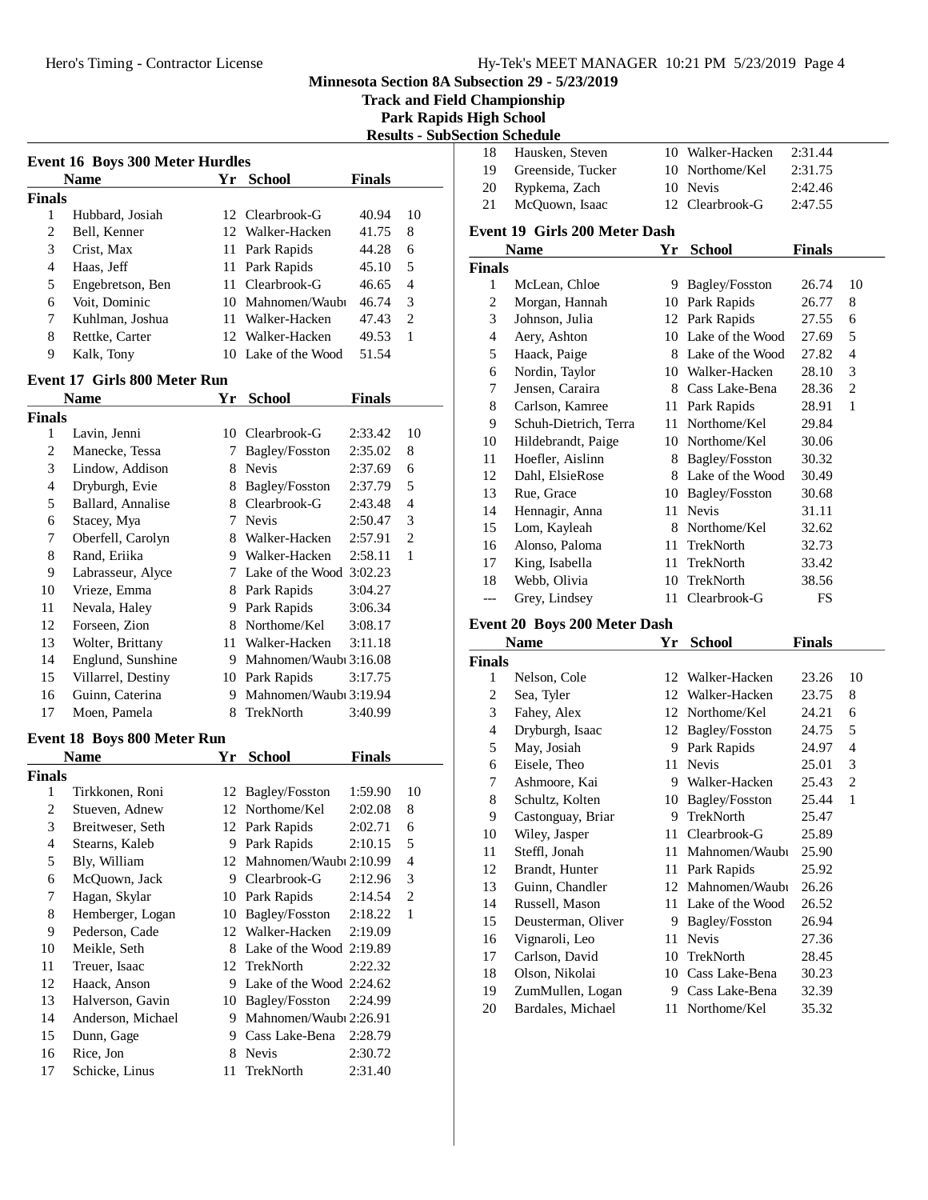Minnesota Section 8A Subsection 29 - 5/23/2019

Track and Field Championship

Park Rapids High School

Results - SubSection Schedule

### Event 16 Boys 300 Meter Hurdles

| | Name | Yr | School | Finals | |
|---|---|---|---|---|---|
| **Finals** | | | | | |
| 1 | Hubbard, Josiah | 12 | Clearbrook-G | 40.94 | 10 |
| 2 | Bell, Kenner | 12 | Walker-Hacken | 41.75 | 8 |
| 3 | Crist, Max | 11 | Park Rapids | 44.28 | 6 |
| 4 | Haas, Jeff | 11 | Park Rapids | 45.10 | 5 |
| 5 | Engebretson, Ben | 11 | Clearbrook-G | 46.65 | 4 |
| 6 | Voit, Dominic | 10 | Mahnomen/Waubu | 46.74 | 3 |
| 7 | Kuhlman, Joshua | 11 | Walker-Hacken | 47.43 | 2 |
| 8 | Rettke, Carter | 12 | Walker-Hacken | 49.53 | 1 |
| 9 | Kalk, Tony | 10 | Lake of the Wood | 51.54 | |

### Event 17 Girls 800 Meter Run

| | Name | Yr | School | Finals | |
|---|---|---|---|---|---|
| **Finals** | | | | | |
| 1 | Lavin, Jenni | 10 | Clearbrook-G | 2:33.42 | 10 |
| 2 | Manecke, Tessa | 7 | Bagley/Fosston | 2:35.02 | 8 |
| 3 | Lindow, Addison | 8 | Nevis | 2:37.69 | 6 |
| 4 | Dryburgh, Evie | 8 | Bagley/Fosston | 2:37.79 | 5 |
| 5 | Ballard, Annalise | 8 | Clearbrook-G | 2:43.48 | 4 |
| 6 | Stacey, Mya | 7 | Nevis | 2:50.47 | 3 |
| 7 | Oberfell, Carolyn | 8 | Walker-Hacken | 2:57.91 | 2 |
| 8 | Rand, Eriika | 9 | Walker-Hacken | 2:58.11 | 1 |
| 9 | Labrasseur, Alyce | 7 | Lake of the Wood | 3:02.23 | |
| 10 | Vrieze, Emma | 8 | Park Rapids | 3:04.27 | |
| 11 | Nevala, Haley | 9 | Park Rapids | 3:06.34 | |
| 12 | Forseen, Zion | 8 | Northome/Kel | 3:08.17 | |
| 13 | Wolter, Brittany | 11 | Walker-Hacken | 3:11.18 | |
| 14 | Englund, Sunshine | 9 | Mahnomen/Waubu | 3:16.08 | |
| 15 | Villarrel, Destiny | 10 | Park Rapids | 3:17.75 | |
| 16 | Guinn, Caterina | 9 | Mahnomen/Waubu | 3:19.94 | |
| 17 | Moen, Pamela | 8 | TrekNorth | 3:40.99 | |

### Event 18 Boys 800 Meter Run

| | Name | Yr | School | Finals | |
|---|---|---|---|---|---|
| **Finals** | | | | | |
| 1 | Tirkkonen, Roni | 12 | Bagley/Fosston | 1:59.90 | 10 |
| 2 | Stueven, Adnew | 12 | Northome/Kel | 2:02.08 | 8 |
| 3 | Breitweser, Seth | 12 | Park Rapids | 2:02.71 | 6 |
| 4 | Stearns, Kaleb | 9 | Park Rapids | 2:10.15 | 5 |
| 5 | Bly, William | 12 | Mahnomen/Waubu | 2:10.99 | 4 |
| 6 | McQuown, Jack | 9 | Clearbrook-G | 2:12.96 | 3 |
| 7 | Hagan, Skylar | 10 | Park Rapids | 2:14.54 | 2 |
| 8 | Hemberger, Logan | 10 | Bagley/Fosston | 2:18.22 | 1 |
| 9 | Pederson, Cade | 12 | Walker-Hacken | 2:19.09 | |
| 10 | Meikle, Seth | 8 | Lake of the Wood | 2:19.89 | |
| 11 | Treuer, Isaac | 12 | TrekNorth | 2:22.32 | |
| 12 | Haack, Anson | 9 | Lake of the Wood | 2:24.62 | |
| 13 | Halverson, Gavin | 10 | Bagley/Fosston | 2:24.99 | |
| 14 | Anderson, Michael | 9 | Mahnomen/Waubu | 2:26.91 | |
| 15 | Dunn, Gage | 9 | Cass Lake-Bena | 2:28.79 | |
| 16 | Rice, Jon | 8 | Nevis | 2:30.72 | |
| 17 | Schicke, Linus | 11 | TrekNorth | 2:31.40 | |
| 18 | Hausken, Steven | 10 | Walker-Hacken | 2:31.44 | |
| 19 | Greenside, Tucker | 10 | Northome/Kel | 2:31.75 | |
| 20 | Rypkema, Zach | 10 | Nevis | 2:42.46 | |
| 21 | McQuown, Isaac | 12 | Clearbrook-G | 2:47.55 | |

### Event 19 Girls 200 Meter Dash

| | Name | Yr | School | Finals | |
|---|---|---|---|---|---|
| **Finals** | | | | | |
| 1 | McLean, Chloe | 9 | Bagley/Fosston | 26.74 | 10 |
| 2 | Morgan, Hannah | 10 | Park Rapids | 26.77 | 8 |
| 3 | Johnson, Julia | 12 | Park Rapids | 27.55 | 6 |
| 4 | Aery, Ashton | 10 | Lake of the Wood | 27.69 | 5 |
| 5 | Haack, Paige | 8 | Lake of the Wood | 27.82 | 4 |
| 6 | Nordin, Taylor | 10 | Walker-Hacken | 28.10 | 3 |
| 7 | Jensen, Caraira | 8 | Cass Lake-Bena | 28.36 | 2 |
| 8 | Carlson, Kamree | 11 | Park Rapids | 28.91 | 1 |
| 9 | Schuh-Dietrich, Terra | 11 | Northome/Kel | 29.84 | |
| 10 | Hildebrandt, Paige | 10 | Northome/Kel | 30.06 | |
| 11 | Hoefler, Aislinn | 8 | Bagley/Fosston | 30.32 | |
| 12 | Dahl, ElsieRose | 8 | Lake of the Wood | 30.49 | |
| 13 | Rue, Grace | 10 | Bagley/Fosston | 30.68 | |
| 14 | Hennagir, Anna | 11 | Nevis | 31.11 | |
| 15 | Lom, Kayleah | 8 | Northome/Kel | 32.62 | |
| 16 | Alonso, Paloma | 11 | TrekNorth | 32.73 | |
| 17 | King, Isabella | 11 | TrekNorth | 33.42 | |
| 18 | Webb, Olivia | 10 | TrekNorth | 38.56 | |
| --- | Grey, Lindsey | 11 | Clearbrook-G | FS | |

### Event 20 Boys 200 Meter Dash

| | Name | Yr | School | Finals | |
|---|---|---|---|---|---|
| **Finals** | | | | | |
| 1 | Nelson, Cole | 12 | Walker-Hacken | 23.26 | 10 |
| 2 | Sea, Tyler | 12 | Walker-Hacken | 23.75 | 8 |
| 3 | Fahey, Alex | 12 | Northome/Kel | 24.21 | 6 |
| 4 | Dryburgh, Isaac | 12 | Bagley/Fosston | 24.75 | 5 |
| 5 | May, Josiah | 9 | Park Rapids | 24.97 | 4 |
| 6 | Eisele, Theo | 11 | Nevis | 25.01 | 3 |
| 7 | Ashmoore, Kai | 9 | Walker-Hacken | 25.43 | 2 |
| 8 | Schultz, Kolten | 10 | Bagley/Fosston | 25.44 | 1 |
| 9 | Castonguay, Briar | 9 | TrekNorth | 25.47 | |
| 10 | Wiley, Jasper | 11 | Clearbrook-G | 25.89 | |
| 11 | Steffl, Jonah | 11 | Mahnomen/Waubu | 25.90 | |
| 12 | Brandt, Hunter | 11 | Park Rapids | 25.92 | |
| 13 | Guinn, Chandler | 12 | Mahnomen/Waubu | 26.26 | |
| 14 | Russell, Mason | 11 | Lake of the Wood | 26.52 | |
| 15 | Deusterman, Oliver | 9 | Bagley/Fosston | 26.94 | |
| 16 | Vignaroli, Leo | 11 | Nevis | 27.36 | |
| 17 | Carlson, David | 10 | TrekNorth | 28.45 | |
| 18 | Olson, Nikolai | 10 | Cass Lake-Bena | 30.23 | |
| 19 | ZumMullen, Logan | 9 | Cass Lake-Bena | 32.39 | |
| 20 | Bardales, Michael | 11 | Northome/Kel | 35.32 | |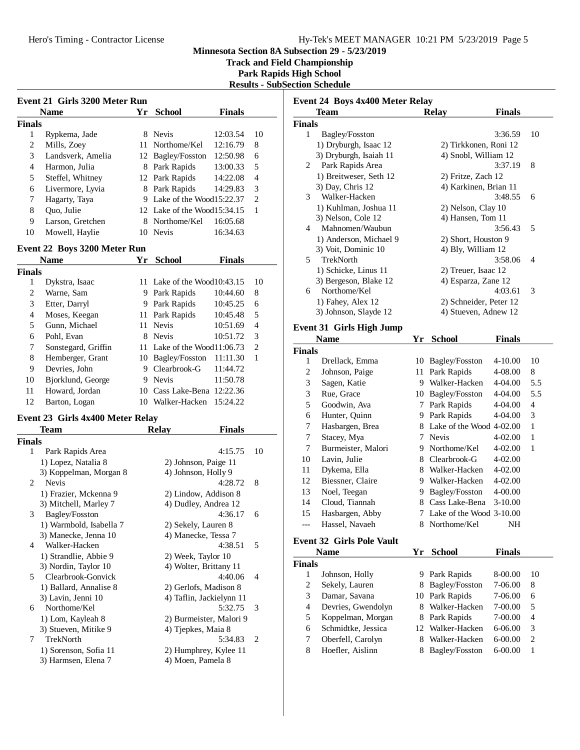# Minnesota Section 8A Subsection 29 - 5/23/2019

## Track and Field Championship

## Park Rapids High School

## Results - SubSection Schedule

### Event 21 Girls 3200 Meter Run

| | Name | Yr | School | Finals | |
|---|---|---|---|---|---|
| **Finals** | | | | | |
| 1 | Rypkema, Jade | 8 | Nevis | 12:03.54 | 10 |
| 2 | Mills, Zoey | 11 | Northome/Kel | 12:16.79 | 8 |
| 3 | Landsverk, Amelia | 12 | Bagley/Fosston | 12:50.98 | 6 |
| 4 | Harmon, Julia | 8 | Park Rapids | 13:00.33 | 5 |
| 5 | Steffel, Whitney | 12 | Park Rapids | 14:22.08 | 4 |
| 6 | Livermore, Lyvia | 8 | Park Rapids | 14:29.83 | 3 |
| 7 | Hagarty, Taya | 9 | Lake of the Wood | 15:22.37 | 2 |
| 8 | Quo, Julie | 12 | Lake of the Wood | 15:34.15 | 1 |
| 9 | Larson, Gretchen | 8 | Northome/Kel | 16:05.68 | |
| 10 | Mowell, Haylie | 10 | Nevis | 16:34.63 | |

### Event 22 Boys 3200 Meter Run

| | Name | Yr | School | Finals | |
|---|---|---|---|---|---|
| **Finals** | | | | | |
| 1 | Dykstra, Isaac | 11 | Lake of the Wood | 10:43.15 | 10 |
| 2 | Warne, Sam | 9 | Park Rapids | 10:44.60 | 8 |
| 3 | Etter, Darryl | 9 | Park Rapids | 10:45.25 | 6 |
| 4 | Moses, Keegan | 11 | Park Rapids | 10:45.48 | 5 |
| 5 | Gunn, Michael | 11 | Nevis | 10:51.69 | 4 |
| 6 | Pohl, Evan | 8 | Nevis | 10:51.72 | 3 |
| 7 | Sonstegard, Griffin | 11 | Lake of the Wood | 11:06.73 | 2 |
| 8 | Hemberger, Grant | 10 | Bagley/Fosston | 11:11.30 | 1 |
| 9 | Devries, John | 9 | Clearbrook-G | 11:44.72 | |
| 10 | Bjorklund, George | 9 | Nevis | 11:50.78 | |
| 11 | Howard, Jordan | 10 | Cass Lake-Bena | 12:22.36 | |
| 12 | Barton, Logan | 10 | Walker-Hacken | 15:24.22 | |

### Event 23 Girls 4x400 Meter Relay

| | Team | Relay | Finals | |
|---|---|---|---|---|
| **Finals** | | | | |
| 1 | Park Rapids Area | | 4:15.75 | 10 |
| | 1) Lopez, Natalia 8 | 2) Johnson, Paige 11 | | |
| | 3) Koppelman, Morgan 8 | 4) Johnson, Holly 9 | | |
| 2 | Nevis | | 4:28.72 | 8 |
| | 1) Frazier, Mckenna 9 | 2) Lindow, Addison 8 | | |
| | 3) Mitchell, Marley 7 | 4) Dudley, Andrea 12 | | |
| 3 | Bagley/Fosston | | 4:36.17 | 6 |
| | 1) Warmbold, Isabella 7 | 2) Sekely, Lauren 8 | | |
| | 3) Manecke, Jenna 10 | 4) Manecke, Tessa 7 | | |
| 4 | Walker-Hacken | | 4:38.51 | 5 |
| | 1) Strandlie, Abbie 9 | 2) Week, Taylor 10 | | |
| | 3) Nordin, Taylor 10 | 4) Wolter, Brittany 11 | | |
| 5 | Clearbrook-Gonvick | | 4:40.06 | 4 |
| | 1) Ballard, Annalise 8 | 2) Gerlofs, Madison 8 | | |
| | 3) Lavin, Jenni 10 | 4) Taflin, Jackielynn 11 | | |
| 6 | Northome/Kel | | 5:32.75 | 3 |
| | 1) Lom, Kayleah 8 | 2) Burmeister, Malori 9 | | |
| | 3) Stueven, Mitike 9 | 4) Tjepkes, Maia 8 | | |
| 7 | TrekNorth | | 5:34.83 | 2 |
| | 1) Sorenson, Sofia 11 | 2) Humphrey, Kylee 11 | | |
| | 3) Harmsen, Elena 7 | 4) Moen, Pamela 8 | | |

### Event 24 Boys 4x400 Meter Relay

| | Team | Relay | Finals | |
|---|---|---|---|---|
| **Finals** | | | | |
| 1 | Bagley/Fosston | | 3:36.59 | 10 |
| | 1) Dryburgh, Isaac 12 | 2) Tirkkonen, Roni 12 | | |
| | 3) Dryburgh, Isaiah 11 | 4) Snobl, William 12 | | |
| 2 | Park Rapids Area | | 3:37.19 | 8 |
| | 1) Breitweser, Seth 12 | 2) Fritze, Zach 12 | | |
| | 3) Day, Chris 12 | 4) Karkinen, Brian 11 | | |
| 3 | Walker-Hacken | | 3:48.55 | 6 |
| | 1) Kuhlman, Joshua 11 | 2) Nelson, Clay 10 | | |
| | 3) Nelson, Cole 12 | 4) Hansen, Tom 11 | | |
| 4 | Mahnomen/Waubun | | 3:56.43 | 5 |
| | 1) Anderson, Michael 9 | 2) Short, Houston 9 | | |
| | 3) Voit, Dominic 10 | 4) Bly, William 12 | | |
| 5 | TrekNorth | | 3:58.06 | 4 |
| | 1) Schicke, Linus 11 | 2) Treuer, Isaac 12 | | |
| | 3) Bergeson, Blake 12 | 4) Esparza, Zane 12 | | |
| 6 | Northome/Kel | | 4:03.61 | 3 |
| | 1) Fahey, Alex 12 | 2) Schneider, Peter 12 | | |
| | 3) Johnson, Slayde 12 | 4) Stueven, Adnew 12 | | |

### Event 31 Girls High Jump

| | Name | Yr | School | Finals | |
|---|---|---|---|---|---|
| **Finals** | | | | | |
| 1 | Drellack, Emma | 10 | Bagley/Fosston | 4-10.00 | 10 |
| 2 | Johnson, Paige | 11 | Park Rapids | 4-08.00 | 8 |
| 3 | Sagen, Katie | 9 | Walker-Hacken | 4-04.00 | 5.5 |
| 3 | Rue, Grace | 10 | Bagley/Fosston | 4-04.00 | 5.5 |
| 5 | Goodwin, Ava | 7 | Park Rapids | 4-04.00 | 4 |
| 6 | Hunter, Quinn | 9 | Park Rapids | 4-04.00 | 3 |
| 7 | Hasbargen, Brea | 8 | Lake of the Wood | 4-02.00 | 1 |
| 7 | Stacey, Mya | 7 | Nevis | 4-02.00 | 1 |
| 7 | Burmeister, Malori | 9 | Northome/Kel | 4-02.00 | 1 |
| 10 | Lavin, Julie | 8 | Clearbrook-G | 4-02.00 | |
| 11 | Dykema, Ella | 8 | Walker-Hacken | 4-02.00 | |
| 12 | Biessner, Claire | 9 | Walker-Hacken | 4-02.00 | |
| 13 | Noel, Teegan | 9 | Bagley/Fosston | 4-00.00 | |
| 14 | Cloud, Tiannah | 8 | Cass Lake-Bena | 3-10.00 | |
| 15 | Hasbargen, Abby | 7 | Lake of the Wood | 3-10.00 | |
| --- | Hassel, Navaeh | 8 | Northome/Kel | NH | |

### Event 32 Girls Pole Vault

| | Name | Yr | School | Finals | |
|---|---|---|---|---|---|
| **Finals** | | | | | |
| 1 | Johnson, Holly | 9 | Park Rapids | 8-00.00 | 10 |
| 2 | Sekely, Lauren | 8 | Bagley/Fosston | 7-06.00 | 8 |
| 3 | Damar, Savana | 10 | Park Rapids | 7-06.00 | 6 |
| 4 | Devries, Gwendolyn | 8 | Walker-Hacken | 7-00.00 | 5 |
| 5 | Koppelman, Morgan | 8 | Park Rapids | 7-00.00 | 4 |
| 6 | Schmidtke, Jessica | 12 | Walker-Hacken | 6-06.00 | 3 |
| 7 | Oberfell, Carolyn | 8 | Walker-Hacken | 6-00.00 | 2 |
| 8 | Hoefler, Aislinn | 8 | Bagley/Fosston | 6-00.00 | 1 |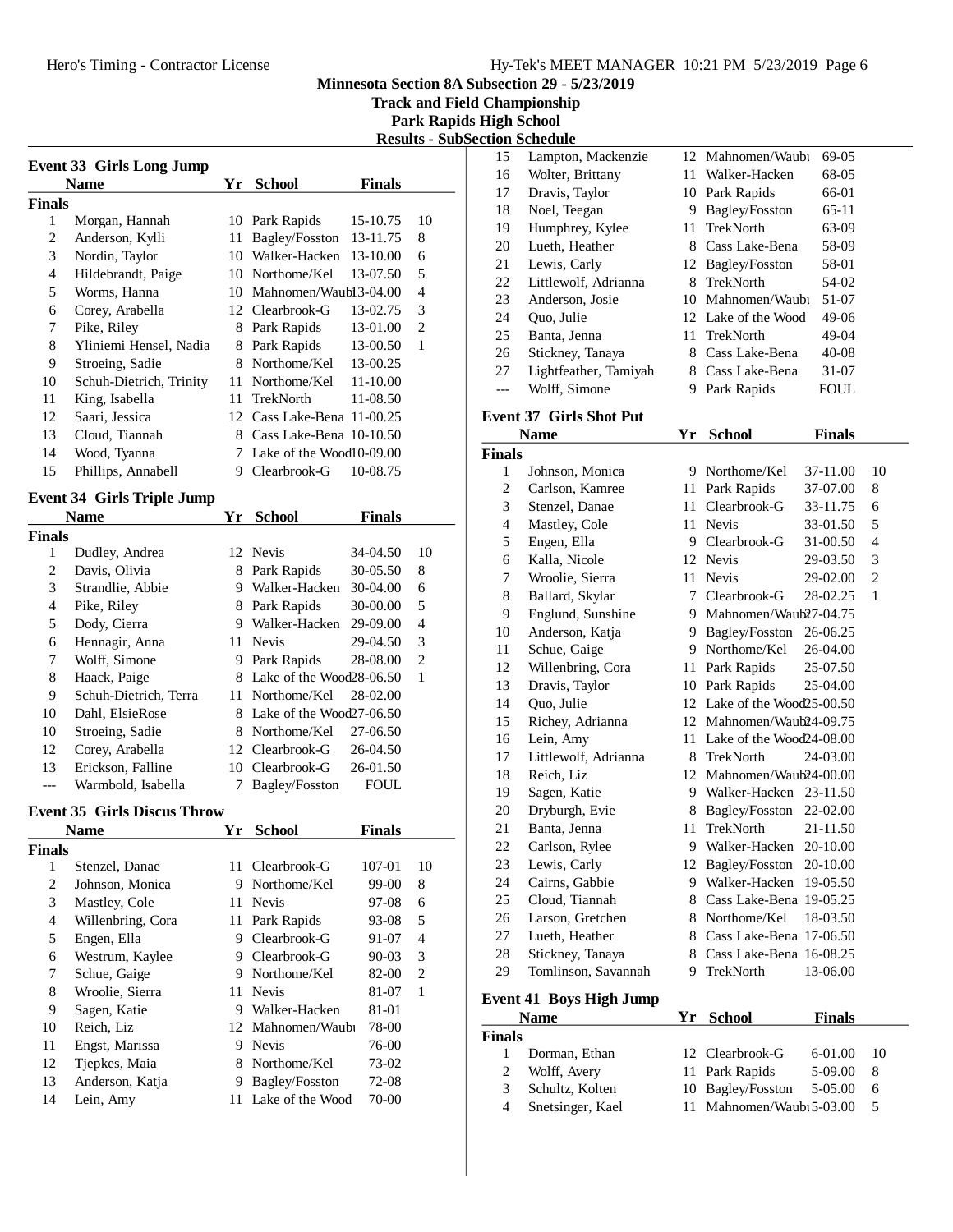Minnesota Section 8A Subsection 29 - 5/23/2019
Track and Field Championship
Park Rapids High School
Results - SubSection Schedule

### Event 33 Girls Long Jump

| | Name | Yr | School | Finals | |
|---|---|---|---|---|---|
| **Finals** | | | | | |
| 1 | Morgan, Hannah | 10 | Park Rapids | 15-10.75 | 10 |
| 2 | Anderson, Kylli | 11 | Bagley/Fosston | 13-11.75 | 8 |
| 3 | Nordin, Taylor | 10 | Walker-Hacken | 13-10.00 | 6 |
| 4 | Hildebrandt, Paige | 10 | Northome/Kel | 13-07.50 | 5 |
| 5 | Worms, Hanna | 10 | Mahnomen/Waub | 13-04.00 | 4 |
| 6 | Corey, Arabella | 12 | Clearbrook-G | 13-02.75 | 3 |
| 7 | Pike, Riley | 8 | Park Rapids | 13-01.00 | 2 |
| 8 | Yliniemi Hensel, Nadia | 8 | Park Rapids | 13-00.50 | 1 |
| 9 | Stroeing, Sadie | 8 | Northome/Kel | 13-00.25 | |
| 10 | Schuh-Dietrich, Trinity | 11 | Northome/Kel | 11-10.00 | |
| 11 | King, Isabella | 11 | TrekNorth | 11-08.50 | |
| 12 | Saari, Jessica | 12 | Cass Lake-Bena | 11-00.25 | |
| 13 | Cloud, Tiannah | 8 | Cass Lake-Bena | 10-10.50 | |
| 14 | Wood, Tyanna | 7 | Lake of the Wood | 10-09.00 | |
| 15 | Phillips, Annabell | 9 | Clearbrook-G | 10-08.75 | |

### Event 34 Girls Triple Jump

| | Name | Yr | School | Finals | |
|---|---|---|---|---|---|
| **Finals** | | | | | |
| 1 | Dudley, Andrea | 12 | Nevis | 34-04.50 | 10 |
| 2 | Davis, Olivia | 8 | Park Rapids | 30-05.50 | 8 |
| 3 | Strandlie, Abbie | 9 | Walker-Hacken | 30-04.00 | 6 |
| 4 | Pike, Riley | 8 | Park Rapids | 30-00.00 | 5 |
| 5 | Dody, Cierra | 9 | Walker-Hacken | 29-09.00 | 4 |
| 6 | Hennagir, Anna | 11 | Nevis | 29-04.50 | 3 |
| 7 | Wolff, Simone | 9 | Park Rapids | 28-08.00 | 2 |
| 8 | Haack, Paige | 8 | Lake of the Wood | 28-06.50 | 1 |
| 9 | Schuh-Dietrich, Terra | 11 | Northome/Kel | 28-02.00 | |
| 10 | Dahl, ElsieRose | 8 | Lake of the Wood | 27-06.50 | |
| 10 | Stroeing, Sadie | 8 | Northome/Kel | 27-06.50 | |
| 12 | Corey, Arabella | 12 | Clearbrook-G | 26-04.50 | |
| 13 | Erickson, Falline | 10 | Clearbrook-G | 26-01.50 | |
| --- | Warmbold, Isabella | 7 | Bagley/Fosston | FOUL | |

### Event 35 Girls Discus Throw

| | Name | Yr | School | Finals | |
|---|---|---|---|---|---|
| **Finals** | | | | | |
| 1 | Stenzel, Danae | 11 | Clearbrook-G | 107-01 | 10 |
| 2 | Johnson, Monica | 9 | Northome/Kel | 99-00 | 8 |
| 3 | Mastley, Cole | 11 | Nevis | 97-08 | 6 |
| 4 | Willenbring, Cora | 11 | Park Rapids | 93-08 | 5 |
| 5 | Engen, Ella | 9 | Clearbrook-G | 91-07 | 4 |
| 6 | Westrum, Kaylee | 9 | Clearbrook-G | 90-03 | 3 |
| 7 | Schue, Gaige | 9 | Northome/Kel | 82-00 | 2 |
| 8 | Wroolie, Sierra | 11 | Nevis | 81-07 | 1 |
| 9 | Sagen, Katie | 9 | Walker-Hacken | 81-01 | |
| 10 | Reich, Liz | 12 | Mahnomen/Waub | 78-00 | |
| 11 | Engst, Marissa | 9 | Nevis | 76-00 | |
| 12 | Tjepkes, Maia | 8 | Northome/Kel | 73-02 | |
| 13 | Anderson, Katja | 9 | Bagley/Fosston | 72-08 | |
| 14 | Lein, Amy | 11 | Lake of the Wood | 70-00 | |
| 15 | Lampton, Mackenzie | 12 | Mahnomen/Waub | 69-05 | |
| 16 | Wolter, Brittany | 11 | Walker-Hacken | 68-05 | |
| 17 | Dravis, Taylor | 10 | Park Rapids | 66-01 | |
| 18 | Noel, Teegan | 9 | Bagley/Fosston | 65-11 | |
| 19 | Humphrey, Kylee | 11 | TrekNorth | 63-09 | |
| 20 | Lueth, Heather | 8 | Cass Lake-Bena | 58-09 | |
| 21 | Lewis, Carly | 12 | Bagley/Fosston | 58-01 | |
| 22 | Littlewolf, Adrianna | 8 | TrekNorth | 54-02 | |
| 23 | Anderson, Josie | 10 | Mahnomen/Waub | 51-07 | |
| 24 | Quo, Julie | 12 | Lake of the Wood | 49-06 | |
| 25 | Banta, Jenna | 11 | TrekNorth | 49-04 | |
| 26 | Stickney, Tanaya | 8 | Cass Lake-Bena | 40-08 | |
| 27 | Lightfeather, Tamiyah | 8 | Cass Lake-Bena | 31-07 | |
| --- | Wolff, Simone | 9 | Park Rapids | FOUL | |

### Event 37 Girls Shot Put

| | Name | Yr | School | Finals | |
|---|---|---|---|---|---|
| **Finals** | | | | | |
| 1 | Johnson, Monica | 9 | Northome/Kel | 37-11.00 | 10 |
| 2 | Carlson, Kamree | 11 | Park Rapids | 37-07.00 | 8 |
| 3 | Stenzel, Danae | 11 | Clearbrook-G | 33-11.75 | 6 |
| 4 | Mastley, Cole | 11 | Nevis | 33-01.50 | 5 |
| 5 | Engen, Ella | 9 | Clearbrook-G | 31-00.50 | 4 |
| 6 | Kalla, Nicole | 12 | Nevis | 29-03.50 | 3 |
| 7 | Wroolie, Sierra | 11 | Nevis | 29-02.00 | 2 |
| 8 | Ballard, Skylar | 7 | Clearbrook-G | 28-02.25 | 1 |
| 9 | Englund, Sunshine | 9 | Mahnomen/Waub | 27-04.75 | |
| 10 | Anderson, Katja | 9 | Bagley/Fosston | 26-06.25 | |
| 11 | Schue, Gaige | 9 | Northome/Kel | 26-04.00 | |
| 12 | Willenbring, Cora | 11 | Park Rapids | 25-07.50 | |
| 13 | Dravis, Taylor | 10 | Park Rapids | 25-04.00 | |
| 14 | Quo, Julie | 12 | Lake of the Wood | 25-00.50 | |
| 15 | Richey, Adrianna | 12 | Mahnomen/Waub | 24-09.75 | |
| 16 | Lein, Amy | 11 | Lake of the Wood | 24-08.00 | |
| 17 | Littlewolf, Adrianna | 8 | TrekNorth | 24-03.00 | |
| 18 | Reich, Liz | 12 | Mahnomen/Waub | 24-00.00 | |
| 19 | Sagen, Katie | 9 | Walker-Hacken | 23-11.50 | |
| 20 | Dryburgh, Evie | 8 | Bagley/Fosston | 22-02.00 | |
| 21 | Banta, Jenna | 11 | TrekNorth | 21-11.50 | |
| 22 | Carlson, Rylee | 9 | Walker-Hacken | 20-10.00 | |
| 23 | Lewis, Carly | 12 | Bagley/Fosston | 20-10.00 | |
| 24 | Cairns, Gabbie | 9 | Walker-Hacken | 19-05.50 | |
| 25 | Cloud, Tiannah | 8 | Cass Lake-Bena | 19-05.25 | |
| 26 | Larson, Gretchen | 8 | Northome/Kel | 18-03.50 | |
| 27 | Lueth, Heather | 8 | Cass Lake-Bena | 17-06.50 | |
| 28 | Stickney, Tanaya | 8 | Cass Lake-Bena | 16-08.25 | |
| 29 | Tomlinson, Savannah | 9 | TrekNorth | 13-06.00 | |

### Event 41 Boys High Jump

| | Name | Yr | School | Finals | |
|---|---|---|---|---|---|
| **Finals** | | | | | |
| 1 | Dorman, Ethan | 12 | Clearbrook-G | 6-01.00 | 10 |
| 2 | Wolff, Avery | 11 | Park Rapids | 5-09.00 | 8 |
| 3 | Schultz, Kolten | 10 | Bagley/Fosston | 5-05.00 | 6 |
| 4 | Snetsinger, Kael | 11 | Mahnomen/Waub | 5-03.00 | 5 |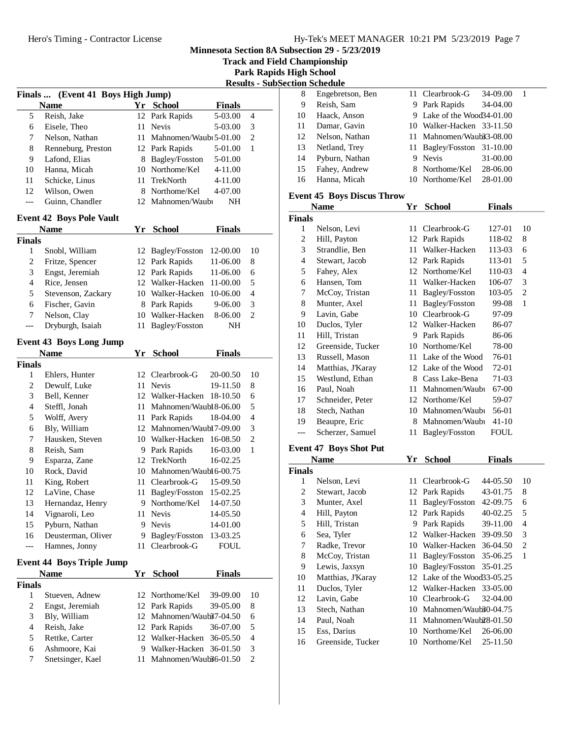# Minnesota Section 8A Subsection 29 - 5/23/2019

## Track and Field Championship

## Park Rapids High School

## Results - SubSection Schedule

### Finals ... (Event 41 Boys High Jump)

| | Name | Yr | School | Finals | |
|---|---|---|---|---|---|
| 5 | Reish, Jake | 12 | Park Rapids | 5-03.00 | 4 |
| 6 | Eisele, Theo | 11 | Nevis | 5-03.00 | 3 |
| 7 | Nelson, Nathan | 11 | Mahnomen/Waubı | 5-01.00 | 2 |
| 8 | Renneburg, Preston | 12 | Park Rapids | 5-01.00 | 1 |
| 9 | Lafond, Elias | 8 | Bagley/Fosston | 5-01.00 | |
| 10 | Hanna, Micah | 10 | Northome/Kel | 4-11.00 | |
| 11 | Schicke, Linus | 11 | TrekNorth | 4-11.00 | |
| 12 | Wilson, Owen | 8 | Northome/Kel | 4-07.00 | |
| --- | Guinn, Chandler | 12 | Mahnomen/Waubı | NH | |

### Event 42 Boys Pole Vault

| | Name | Yr | School | Finals | |
|---|---|---|---|---|---|
| **Finals** | | | | | |
| 1 | Snobl, William | 12 | Bagley/Fosston | 12-00.00 | 10 |
| 2 | Fritze, Spencer | 12 | Park Rapids | 11-06.00 | 8 |
| 3 | Engst, Jeremiah | 12 | Park Rapids | 11-06.00 | 6 |
| 4 | Rice, Jensen | 12 | Walker-Hacken | 11-00.00 | 5 |
| 5 | Stevenson, Zackary | 10 | Walker-Hacken | 10-06.00 | 4 |
| 6 | Fischer, Gavin | 8 | Park Rapids | 9-06.00 | 3 |
| 7 | Nelson, Clay | 10 | Walker-Hacken | 8-06.00 | 2 |
| --- | Dryburgh, Isaiah | 11 | Bagley/Fosston | NH | |

### Event 43 Boys Long Jump

| | Name | Yr | School | Finals | |
|---|---|---|---|---|---|
| **Finals** | | | | | |
| 1 | Ehlers, Hunter | 12 | Clearbrook-G | 20-00.50 | 10 |
| 2 | Dewulf, Luke | 11 | Nevis | 19-11.50 | 8 |
| 3 | Bell, Kenner | 12 | Walker-Hacken | 18-10.50 | 6 |
| 4 | Steffl, Jonah | 11 | Mahnomen/Waub | 18-06.00 | 5 |
| 5 | Wolff, Avery | 11 | Park Rapids | 18-04.00 | 4 |
| 6 | Bly, William | 12 | Mahnomen/Waub | 17-09.00 | 3 |
| 7 | Hausken, Steven | 10 | Walker-Hacken | 16-08.50 | 2 |
| 8 | Reish, Sam | 9 | Park Rapids | 16-03.00 | 1 |
| 9 | Esparza, Zane | 12 | TrekNorth | 16-02.25 | |
| 10 | Rock, David | 10 | Mahnomen/Waub | 16-00.75 | |
| 11 | King, Robert | 11 | Clearbrook-G | 15-09.50 | |
| 12 | LaVine, Chase | 11 | Bagley/Fosston | 15-02.25 | |
| 13 | Hernandaz, Henry | 9 | Northome/Kel | 14-07.50 | |
| 14 | Vignaroli, Leo | 11 | Nevis | 14-05.50 | |
| 15 | Pyburn, Nathan | 9 | Nevis | 14-01.00 | |
| 16 | Deusterman, Oliver | 9 | Bagley/Fosston | 13-03.25 | |
| --- | Hamnes, Jonny | 11 | Clearbrook-G | FOUL | |

### Event 44 Boys Triple Jump

| | Name | Yr | School | Finals | |
|---|---|---|---|---|---|
| **Finals** | | | | | |
| 1 | Stueven, Adnew | 12 | Northome/Kel | 39-09.00 | 10 |
| 2 | Engst, Jeremiah | 12 | Park Rapids | 39-05.00 | 8 |
| 3 | Bly, William | 12 | Mahnomen/Waub | 37-04.50 | 6 |
| 4 | Reish, Jake | 12 | Park Rapids | 36-07.00 | 5 |
| 5 | Rettke, Carter | 12 | Walker-Hacken | 36-05.50 | 4 |
| 6 | Ashmoore, Kai | 9 | Walker-Hacken | 36-01.50 | 3 |
| 7 | Snetsinger, Kael | 11 | Mahnomen/Waub | 36-01.50 | 2 |
| 8 | Engebretson, Ben | 11 | Clearbrook-G | 34-09.00 | 1 |
| 9 | Reish, Sam | 9 | Park Rapids | 34-04.00 | |
| 10 | Haack, Anson | 9 | Lake of the Wood | 34-01.00 | |
| 11 | Damar, Gavin | 10 | Walker-Hacken | 33-11.50 | |
| 12 | Nelson, Nathan | 11 | Mahnomen/Waub | 33-08.00 | |
| 13 | Netland, Trey | 11 | Bagley/Fosston | 31-10.00 | |
| 14 | Pyburn, Nathan | 9 | Nevis | 31-00.00 | |
| 15 | Fahey, Andrew | 8 | Northome/Kel | 28-06.00 | |
| 16 | Hanna, Micah | 10 | Northome/Kel | 28-01.00 | |

### Event 45 Boys Discus Throw

| | Name | Yr | School | Finals | |
|---|---|---|---|---|---|
| **Finals** | | | | | |
| 1 | Nelson, Levi | 11 | Clearbrook-G | 127-01 | 10 |
| 2 | Hill, Payton | 12 | Park Rapids | 118-02 | 8 |
| 3 | Strandlie, Ben | 11 | Walker-Hacken | 113-03 | 6 |
| 4 | Stewart, Jacob | 12 | Park Rapids | 113-01 | 5 |
| 5 | Fahey, Alex | 12 | Northome/Kel | 110-03 | 4 |
| 6 | Hansen, Tom | 11 | Walker-Hacken | 106-07 | 3 |
| 7 | McCoy, Tristan | 11 | Bagley/Fosston | 103-05 | 2 |
| 8 | Munter, Axel | 11 | Bagley/Fosston | 99-08 | 1 |
| 9 | Lavin, Gabe | 10 | Clearbrook-G | 97-09 | |
| 10 | Duclos, Tyler | 12 | Walker-Hacken | 86-07 | |
| 11 | Hill, Tristan | 9 | Park Rapids | 86-06 | |
| 12 | Greenside, Tucker | 10 | Northome/Kel | 78-00 | |
| 13 | Russell, Mason | 11 | Lake of the Wood | 76-01 | |
| 14 | Matthias, J'Karay | 12 | Lake of the Wood | 72-01 | |
| 15 | Westlund, Ethan | 8 | Cass Lake-Bena | 71-03 | |
| 16 | Paul, Noah | 11 | Mahnomen/Waubı | 67-00 | |
| 17 | Schneider, Peter | 12 | Northome/Kel | 59-07 | |
| 18 | Stech, Nathan | 10 | Mahnomen/Waubı | 56-01 | |
| 19 | Beaupre, Eric | 8 | Mahnomen/Waubı | 41-10 | |
| --- | Scherzer, Samuel | 11 | Bagley/Fosston | FOUL | |

### Event 47 Boys Shot Put

| | Name | Yr | School | Finals | |
|---|---|---|---|---|---|
| **Finals** | | | | | |
| 1 | Nelson, Levi | 11 | Clearbrook-G | 44-05.50 | 10 |
| 2 | Stewart, Jacob | 12 | Park Rapids | 43-01.75 | 8 |
| 3 | Munter, Axel | 11 | Bagley/Fosston | 42-09.75 | 6 |
| 4 | Hill, Payton | 12 | Park Rapids | 40-02.25 | 5 |
| 5 | Hill, Tristan | 9 | Park Rapids | 39-11.00 | 4 |
| 6 | Sea, Tyler | 12 | Walker-Hacken | 39-09.50 | 3 |
| 7 | Radke, Trevor | 10 | Walker-Hacken | 36-04.50 | 2 |
| 8 | McCoy, Tristan | 11 | Bagley/Fosston | 35-06.25 | 1 |
| 9 | Lewis, Jaxsyn | 10 | Bagley/Fosston | 35-01.25 | |
| 10 | Matthias, J'Karay | 12 | Lake of the Wood | 33-05.25 | |
| 11 | Duclos, Tyler | 12 | Walker-Hacken | 33-05.00 | |
| 12 | Lavin, Gabe | 10 | Clearbrook-G | 32-04.00 | |
| 13 | Stech, Nathan | 10 | Mahnomen/Waub | 30-04.75 | |
| 14 | Paul, Noah | 11 | Mahnomen/Waub | 28-01.50 | |
| 15 | Ess, Darius | 10 | Northome/Kel | 26-06.00 | |
| 16 | Greenside, Tucker | 10 | Northome/Kel | 25-11.50 | |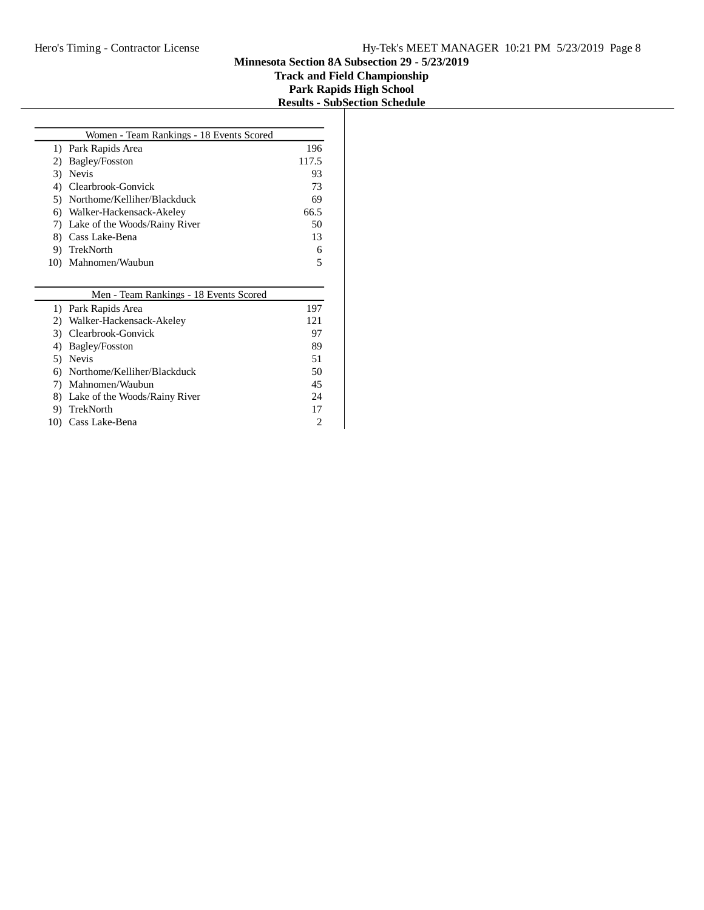### Women - Team Rankings - 18 Events Scored

| | | |
|---|---|---|
| 1) | Park Rapids Area | 196 |
| 2) | Bagley/Fosston | 117.5 |
| 3) | Nevis | 93 |
| 4) | Clearbrook-Gonvick | 73 |
| 5) | Northome/Kelliher/Blackduck | 69 |
| 6) | Walker-Hackensack-Akeley | 66.5 |
| 7) | Lake of the Woods/Rainy River | 50 |
| 8) | Cass Lake-Bena | 13 |
| 9) | TrekNorth | 6 |
| 10) | Mahnomen/Waubun | 5 |

### Men - Team Rankings - 18 Events Scored

| | | |
|---|---|---|
| 1) | Park Rapids Area | 197 |
| 2) | Walker-Hackensack-Akeley | 121 |
| 3) | Clearbrook-Gonvick | 97 |
| 4) | Bagley/Fosston | 89 |
| 5) | Nevis | 51 |
| 6) | Northome/Kelliher/Blackduck | 50 |
| 7) | Mahnomen/Waubun | 45 |
| 8) | Lake of the Woods/Rainy River | 24 |
| 9) | TrekNorth | 17 |
| 10) | Cass Lake-Bena | 2 |